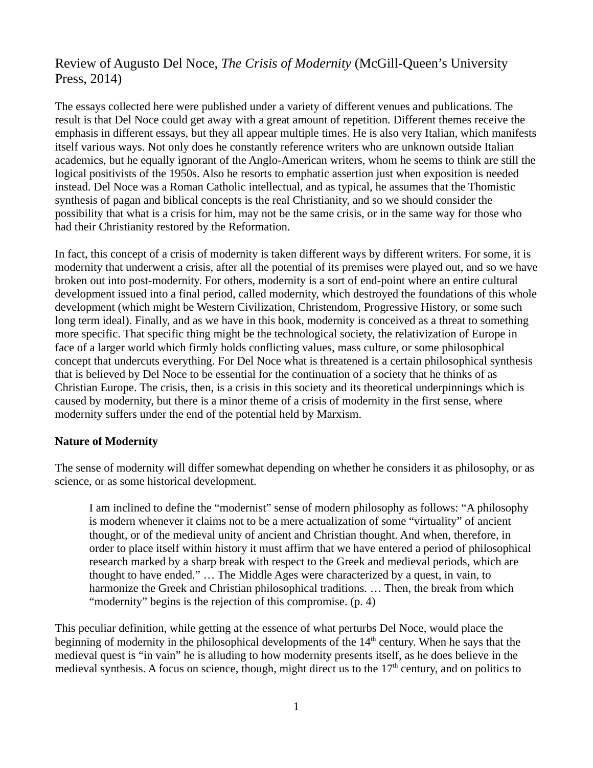Review of Augusto Del Noce, *The Crisis of Modernity* (McGill-Queen's University Press, 2014)

The essays collected here were published under a variety of different venues and publications. The result is that Del Noce could get away with a great amount of repetition. Different themes receive the emphasis in different essays, but they all appear multiple times. He is also very Italian, which manifests itself various ways. Not only does he constantly reference writers who are unknown outside Italian academics, but he equally ignorant of the Anglo-American writers, whom he seems to think are still the logical positivists of the 1950s. Also he resorts to emphatic assertion just when exposition is needed instead. Del Noce was a Roman Catholic intellectual, and as typical, he assumes that the Thomistic synthesis of pagan and biblical concepts is the real Christianity, and so we should consider the possibility that what is a crisis for him, may not be the same crisis, or in the same way for those who had their Christianity restored by the Reformation.

In fact, this concept of a crisis of modernity is taken different ways by different writers. For some, it is modernity that underwent a crisis, after all the potential of its premises were played out, and so we have broken out into post-modernity. For others, modernity is a sort of end-point where an entire cultural development issued into a final period, called modernity, which destroyed the foundations of this whole development (which might be Western Civilization, Christendom, Progressive History, or some such long term ideal). Finally, and as we have in this book, modernity is conceived as a threat to something more specific. That specific thing might be the technological society, the relativization of Europe in face of a larger world which firmly holds conflicting values, mass culture, or some philosophical concept that undercuts everything. For Del Noce what is threatened is a certain philosophical synthesis that is believed by Del Noce to be essential for the continuation of a society that he thinks of as Christian Europe. The crisis, then, is a crisis in this society and its theoretical underpinnings which is caused by modernity, but there is a minor theme of a crisis of modernity in the first sense, where modernity suffers under the end of the potential held by Marxism.

**Nature of Modernity**

The sense of modernity will differ somewhat depending on whether he considers it as philosophy, or as science, or as some historical development.

> I am inclined to define the "modernist" sense of modern philosophy as follows: "A philosophy is modern whenever it claims not to be a mere actualization of some "virtuality" of ancient thought, or of the medieval unity of ancient and Christian thought. And when, therefore, in order to place itself within history it must affirm that we have entered a period of philosophical research marked by a sharp break with respect to the Greek and medieval periods, which are thought to have ended." … The Middle Ages were characterized by a quest, in vain, to harmonize the Greek and Christian philosophical traditions. … Then, the break from which "modernity" begins is the rejection of this compromise. (p. 4)

This peculiar definition, while getting at the essence of what perturbs Del Noce, would place the beginning of modernity in the philosophical developments of the 14th century. When he says that the medieval quest is "in vain" he is alluding to how modernity presents itself, as he does believe in the medieval synthesis. A focus on science, though, might direct us to the 17th century, and on politics to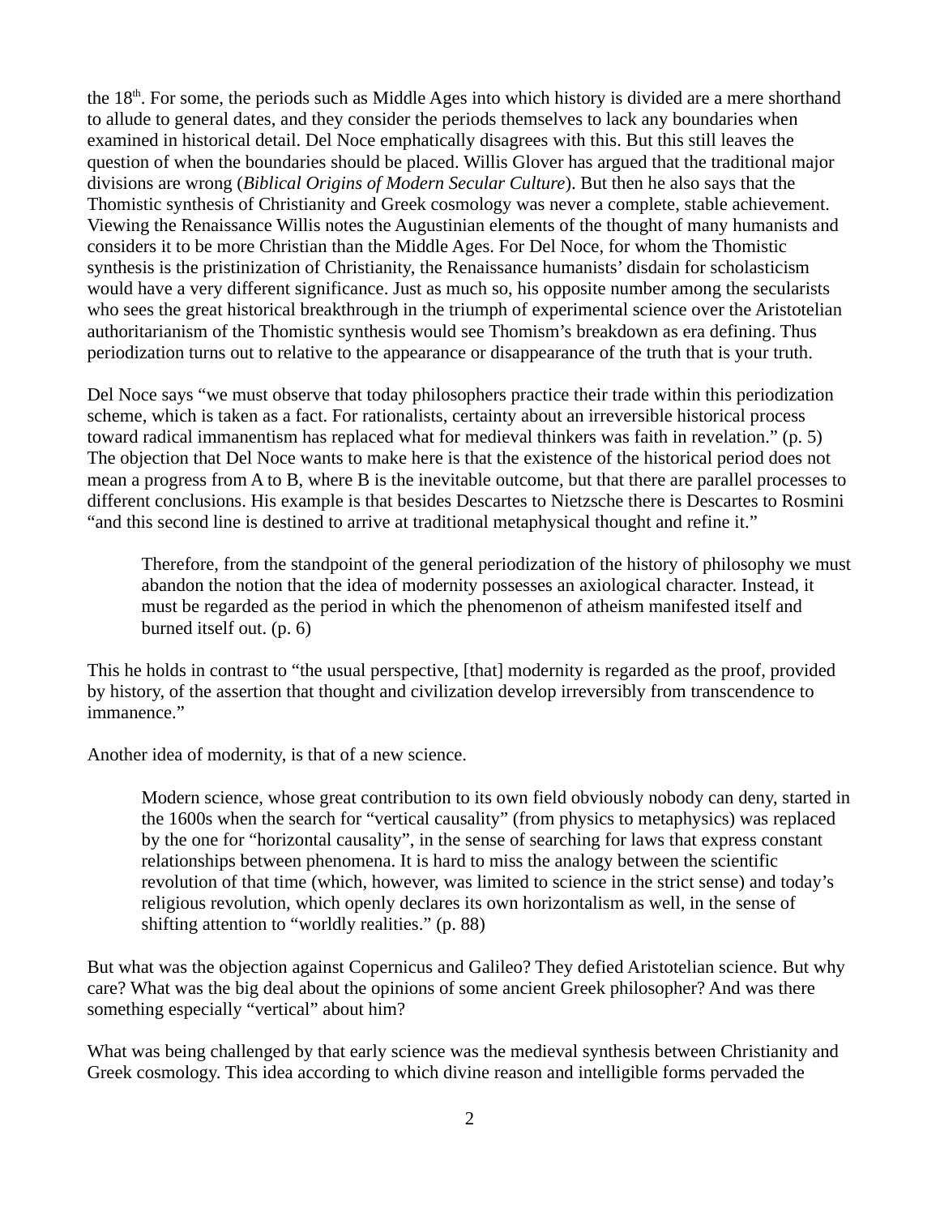the 18th. For some, the periods such as Middle Ages into which history is divided are a mere shorthand to allude to general dates, and they consider the periods themselves to lack any boundaries when examined in historical detail. Del Noce emphatically disagrees with this. But this still leaves the question of when the boundaries should be placed. Willis Glover has argued that the traditional major divisions are wrong (*Biblical Origins of Modern Secular Culture*). But then he also says that the Thomistic synthesis of Christianity and Greek cosmology was never a complete, stable achievement. Viewing the Renaissance Willis notes the Augustinian elements of the thought of many humanists and considers it to be more Christian than the Middle Ages. For Del Noce, for whom the Thomistic synthesis is the pristinization of Christianity, the Renaissance humanists' disdain for scholasticism would have a very different significance. Just as much so, his opposite number among the secularists who sees the great historical breakthrough in the triumph of experimental science over the Aristotelian authoritarianism of the Thomistic synthesis would see Thomism's breakdown as era defining. Thus periodization turns out to relative to the appearance or disappearance of the truth that is your truth.

Del Noce says "we must observe that today philosophers practice their trade within this periodization scheme, which is taken as a fact. For rationalists, certainty about an irreversible historical process toward radical immanentism has replaced what for medieval thinkers was faith in revelation." (p. 5) The objection that Del Noce wants to make here is that the existence of the historical period does not mean a progress from A to B, where B is the inevitable outcome, but that there are parallel processes to different conclusions. His example is that besides Descartes to Nietzsche there is Descartes to Rosmini "and this second line is destined to arrive at traditional metaphysical thought and refine it."

> Therefore, from the standpoint of the general periodization of the history of philosophy we must abandon the notion that the idea of modernity possesses an axiological character. Instead, it must be regarded as the period in which the phenomenon of atheism manifested itself and burned itself out. (p. 6)

This he holds in contrast to "the usual perspective, [that] modernity is regarded as the proof, provided by history, of the assertion that thought and civilization develop irreversibly from transcendence to immanence."

Another idea of modernity, is that of a new science.

> Modern science, whose great contribution to its own field obviously nobody can deny, started in the 1600s when the search for "vertical causality" (from physics to metaphysics) was replaced by the one for "horizontal causality", in the sense of searching for laws that express constant relationships between phenomena. It is hard to miss the analogy between the scientific revolution of that time (which, however, was limited to science in the strict sense) and today's religious revolution, which openly declares its own horizontalism as well, in the sense of shifting attention to "worldly realities." (p. 88)

But what was the objection against Copernicus and Galileo? They defied Aristotelian science. But why care? What was the big deal about the opinions of some ancient Greek philosopher? And was there something especially "vertical" about him?

What was being challenged by that early science was the medieval synthesis between Christianity and Greek cosmology. This idea according to which divine reason and intelligible forms pervaded the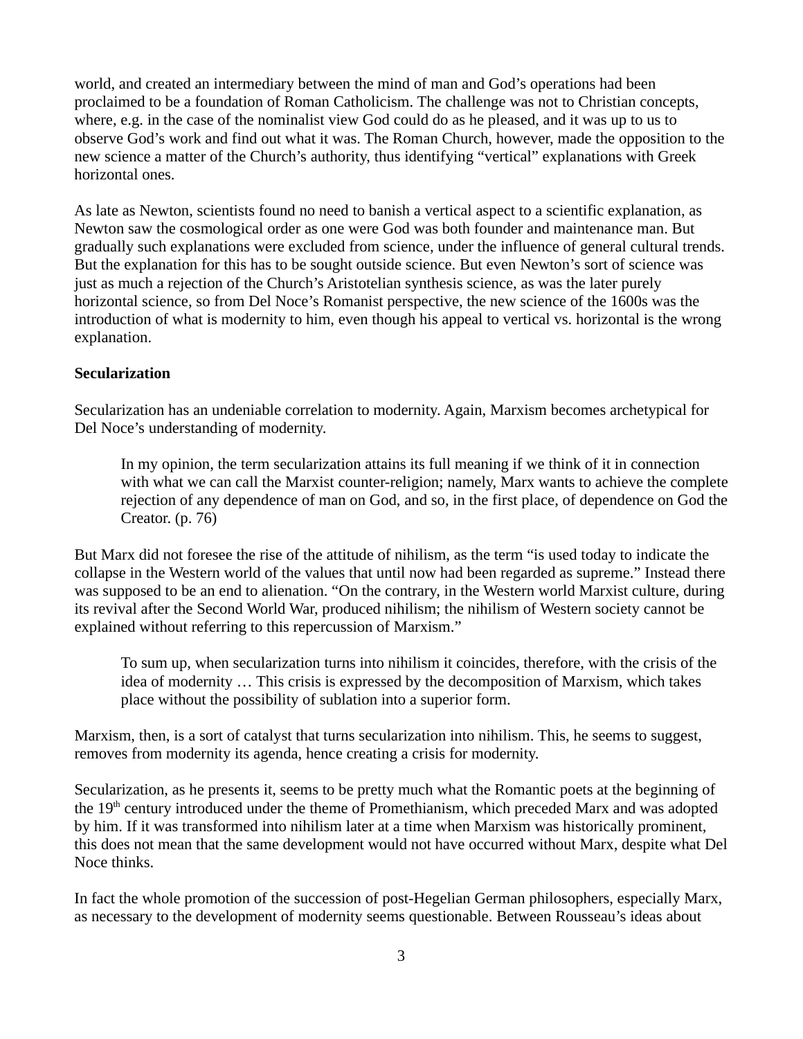world, and created an intermediary between the mind of man and God's operations had been proclaimed to be a foundation of Roman Catholicism. The challenge was not to Christian concepts, where, e.g. in the case of the nominalist view God could do as he pleased, and it was up to us to observe God's work and find out what it was. The Roman Church, however, made the opposition to the new science a matter of the Church's authority, thus identifying "vertical" explanations with Greek horizontal ones.

As late as Newton, scientists found no need to banish a vertical aspect to a scientific explanation, as Newton saw the cosmological order as one were God was both founder and maintenance man. But gradually such explanations were excluded from science, under the influence of general cultural trends. But the explanation for this has to be sought outside science. But even Newton's sort of science was just as much a rejection of the Church's Aristotelian synthesis science, as was the later purely horizontal science, so from Del Noce's Romanist perspective, the new science of the 1600s was the introduction of what is modernity to him, even though his appeal to vertical vs. horizontal is the wrong explanation.

**Secularization**

Secularization has an undeniable correlation to modernity. Again, Marxism becomes archetypical for Del Noce's understanding of modernity.

> In my opinion, the term secularization attains its full meaning if we think of it in connection with what we can call the Marxist counter-religion; namely, Marx wants to achieve the complete rejection of any dependence of man on God, and so, in the first place, of dependence on God the Creator. (p. 76)

But Marx did not foresee the rise of the attitude of nihilism, as the term "is used today to indicate the collapse in the Western world of the values that until now had been regarded as supreme." Instead there was supposed to be an end to alienation. "On the contrary, in the Western world Marxist culture, during its revival after the Second World War, produced nihilism; the nihilism of Western society cannot be explained without referring to this repercussion of Marxism."

> To sum up, when secularization turns into nihilism it coincides, therefore, with the crisis of the idea of modernity … This crisis is expressed by the decomposition of Marxism, which takes place without the possibility of sublation into a superior form.

Marxism, then, is a sort of catalyst that turns secularization into nihilism. This, he seems to suggest, removes from modernity its agenda, hence creating a crisis for modernity.

Secularization, as he presents it, seems to be pretty much what the Romantic poets at the beginning of the 19th century introduced under the theme of Promethianism, which preceded Marx and was adopted by him. If it was transformed into nihilism later at a time when Marxism was historically prominent, this does not mean that the same development would not have occurred without Marx, despite what Del Noce thinks.

In fact the whole promotion of the succession of post-Hegelian German philosophers, especially Marx, as necessary to the development of modernity seems questionable. Between Rousseau's ideas about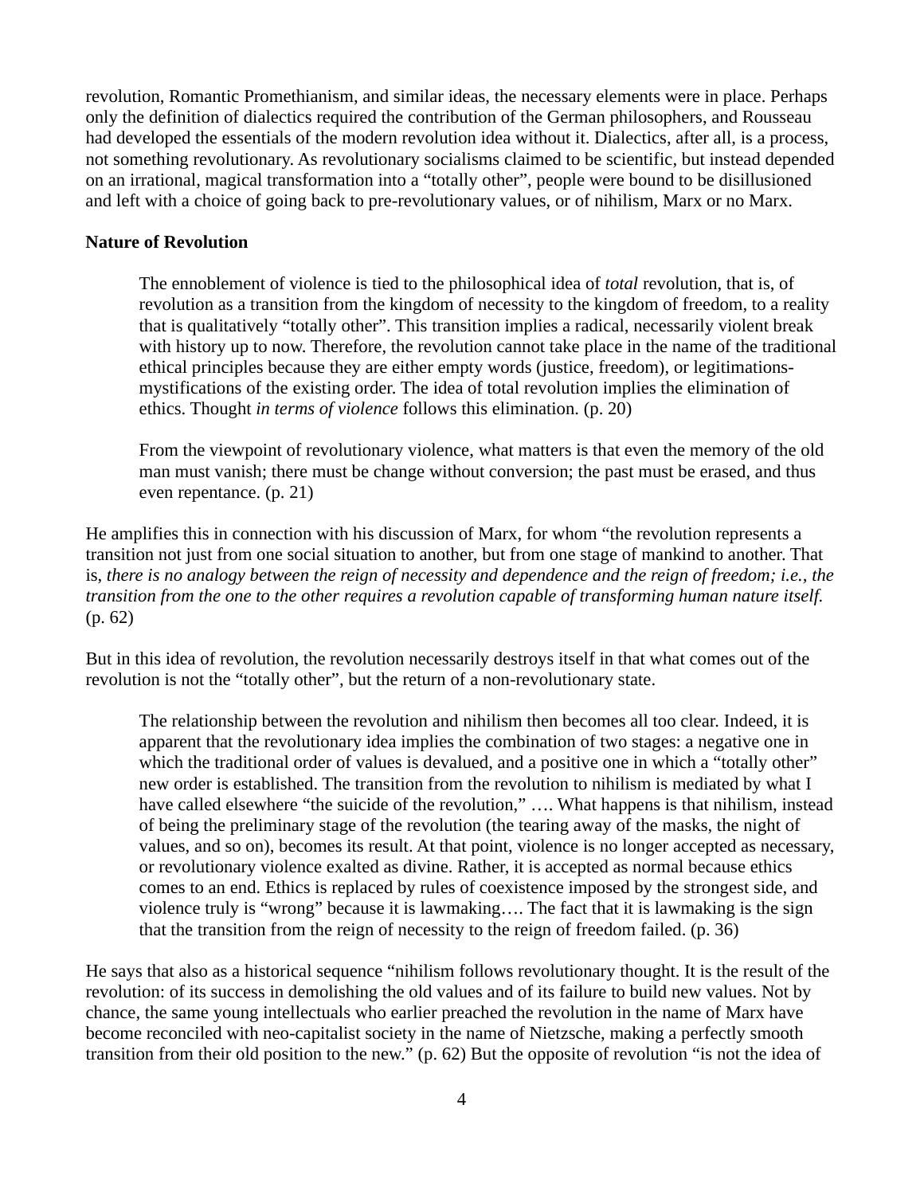revolution, Romantic Promethianism, and similar ideas, the necessary elements were in place. Perhaps only the definition of dialectics required the contribution of the German philosophers, and Rousseau had developed the essentials of the modern revolution idea without it. Dialectics, after all, is a process, not something revolutionary. As revolutionary socialisms claimed to be scientific, but instead depended on an irrational, magical transformation into a "totally other", people were bound to be disillusioned and left with a choice of going back to pre-revolutionary values, or of nihilism, Marx or no Marx.

**Nature of Revolution**

> The ennoblement of violence is tied to the philosophical idea of *total* revolution, that is, of revolution as a transition from the kingdom of necessity to the kingdom of freedom, to a reality that is qualitatively "totally other". This transition implies a radical, necessarily violent break with history up to now. Therefore, the revolution cannot take place in the name of the traditional ethical principles because they are either empty words (justice, freedom), or legitimations-mystifications of the existing order. The idea of total revolution implies the elimination of ethics. Thought *in terms of violence* follows this elimination. (p. 20)

> From the viewpoint of revolutionary violence, what matters is that even the memory of the old man must vanish; there must be change without conversion; the past must be erased, and thus even repentance. (p. 21)

He amplifies this in connection with his discussion of Marx, for whom "the revolution represents a transition not just from one social situation to another, but from one stage of mankind to another. That is, *there is no analogy between the reign of necessity and dependence and the reign of freedom; i.e., the transition from the one to the other requires a revolution capable of transforming human nature itself.* (p. 62)

But in this idea of revolution, the revolution necessarily destroys itself in that what comes out of the revolution is not the "totally other", but the return of a non-revolutionary state.

> The relationship between the revolution and nihilism then becomes all too clear. Indeed, it is apparent that the revolutionary idea implies the combination of two stages: a negative one in which the traditional order of values is devalued, and a positive one in which a "totally other" new order is established. The transition from the revolution to nihilism is mediated by what I have called elsewhere "the suicide of the revolution," …. What happens is that nihilism, instead of being the preliminary stage of the revolution (the tearing away of the masks, the night of values, and so on), becomes its result. At that point, violence is no longer accepted as necessary, or revolutionary violence exalted as divine. Rather, it is accepted as normal because ethics comes to an end. Ethics is replaced by rules of coexistence imposed by the strongest side, and violence truly is "wrong" because it is lawmaking…. The fact that it is lawmaking is the sign that the transition from the reign of necessity to the reign of freedom failed. (p. 36)

He says that also as a historical sequence "nihilism follows revolutionary thought. It is the result of the revolution: of its success in demolishing the old values and of its failure to build new values. Not by chance, the same young intellectuals who earlier preached the revolution in the name of Marx have become reconciled with neo-capitalist society in the name of Nietzsche, making a perfectly smooth transition from their old position to the new." (p. 62) But the opposite of revolution "is not the idea of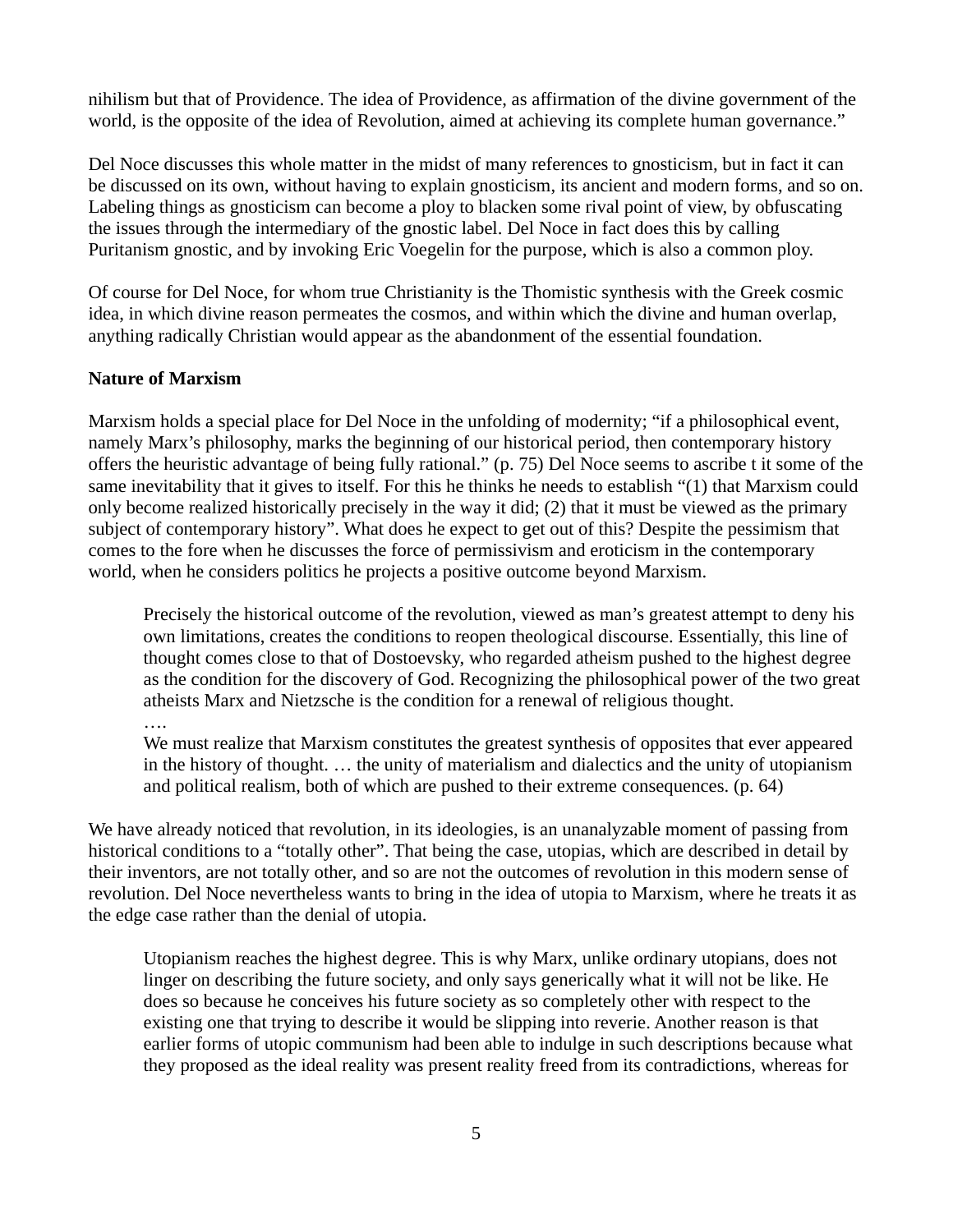nihilism but that of Providence. The idea of Providence, as affirmation of the divine government of the world, is the opposite of the idea of Revolution, aimed at achieving its complete human governance."

Del Noce discusses this whole matter in the midst of many references to gnosticism, but in fact it can be discussed on its own, without having to explain gnosticism, its ancient and modern forms, and so on. Labeling things as gnosticism can become a ploy to blacken some rival point of view, by obfuscating the issues through the intermediary of the gnostic label. Del Noce in fact does this by calling Puritanism gnostic, and by invoking Eric Voegelin for the purpose, which is also a common ploy.

Of course for Del Noce, for whom true Christianity is the Thomistic synthesis with the Greek cosmic idea, in which divine reason permeates the cosmos, and within which the divine and human overlap, anything radically Christian would appear as the abandonment of the essential foundation.

**Nature of Marxism**

Marxism holds a special place for Del Noce in the unfolding of modernity; "if a philosophical event, namely Marx's philosophy, marks the beginning of our historical period, then contemporary history offers the heuristic advantage of being fully rational." (p. 75) Del Noce seems to ascribe t it some of the same inevitability that it gives to itself. For this he thinks he needs to establish "(1) that Marxism could only become realized historically precisely in the way it did; (2) that it must be viewed as the primary subject of contemporary history". What does he expect to get out of this? Despite the pessimism that comes to the fore when he discusses the force of permissivism and eroticism in the contemporary world, when he considers politics he projects a positive outcome beyond Marxism.

> Precisely the historical outcome of the revolution, viewed as man's greatest attempt to deny his own limitations, creates the conditions to reopen theological discourse. Essentially, this line of thought comes close to that of Dostoevsky, who regarded atheism pushed to the highest degree as the condition for the discovery of God. Recognizing the philosophical power of the two great atheists Marx and Nietzsche is the condition for a renewal of religious thought.
>
> ….
>
> We must realize that Marxism constitutes the greatest synthesis of opposites that ever appeared in the history of thought. … the unity of materialism and dialectics and the unity of utopianism and political realism, both of which are pushed to their extreme consequences. (p. 64)

We have already noticed that revolution, in its ideologies, is an unanalyzable moment of passing from historical conditions to a "totally other". That being the case, utopias, which are described in detail by their inventors, are not totally other, and so are not the outcomes of revolution in this modern sense of revolution. Del Noce nevertheless wants to bring in the idea of utopia to Marxism, where he treats it as the edge case rather than the denial of utopia.

> Utopianism reaches the highest degree. This is why Marx, unlike ordinary utopians, does not linger on describing the future society, and only says generically what it will not be like. He does so because he conceives his future society as so completely other with respect to the existing one that trying to describe it would be slipping into reverie. Another reason is that earlier forms of utopic communism had been able to indulge in such descriptions because what they proposed as the ideal reality was present reality freed from its contradictions, whereas for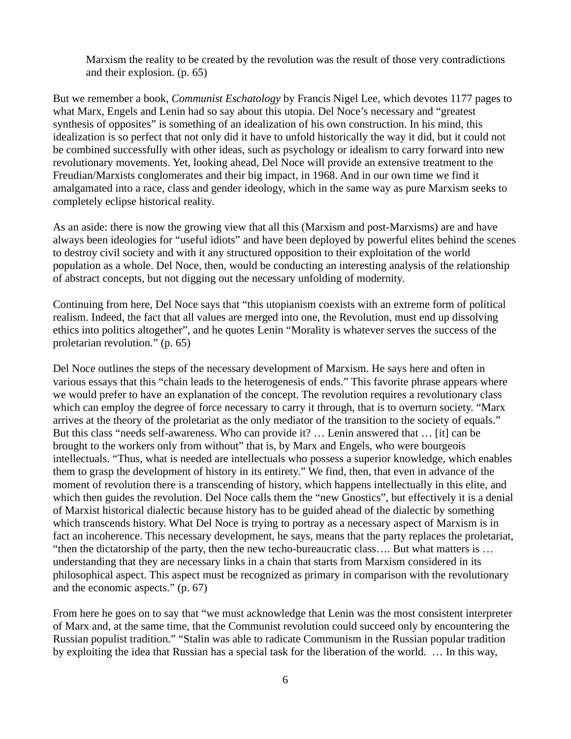> Marxism the reality to be created by the revolution was the result of those very contradictions and their explosion. (p. 65)

But we remember a book, *Communist Eschatology* by Francis Nigel Lee, which devotes 1177 pages to what Marx, Engels and Lenin had so say about this utopia. Del Noce's necessary and "greatest synthesis of opposites" is something of an idealization of his own construction. In his mind, this idealization is so perfect that not only did it have to unfold historically the way it did, but it could not be combined successfully with other ideas, such as psychology or idealism to carry forward into new revolutionary movements. Yet, looking ahead, Del Noce will provide an extensive treatment to the Freudian/Marxists conglomerates and their big impact, in 1968. And in our own time we find it amalgamated into a race, class and gender ideology, which in the same way as pure Marxism seeks to completely eclipse historical reality.

As an aside: there is now the growing view that all this (Marxism and post-Marxisms) are and have always been ideologies for "useful idiots" and have been deployed by powerful elites behind the scenes to destroy civil society and with it any structured opposition to their exploitation of the world population as a whole. Del Noce, then, would be conducting an interesting analysis of the relationship of abstract concepts, but not digging out the necessary unfolding of modernity.

Continuing from here, Del Noce says that "this utopianism coexists with an extreme form of political realism. Indeed, the fact that all values are merged into one, the Revolution, must end up dissolving ethics into politics altogether", and he quotes Lenin "Morality is whatever serves the success of the proletarian revolution." (p. 65)

Del Noce outlines the steps of the necessary development of Marxism. He says here and often in various essays that this "chain leads to the heterogenesis of ends." This favorite phrase appears where we would prefer to have an explanation of the concept. The revolution requires a revolutionary class which can employ the degree of force necessary to carry it through, that is to overturn society. "Marx arrives at the theory of the proletariat as the only mediator of the transition to the society of equals." But this class "needs self-awareness. Who can provide it? … Lenin answered that … [it] can be brought to the workers only from without" that is, by Marx and Engels, who were bourgeois intellectuals. "Thus, what is needed are intellectuals who possess a superior knowledge, which enables them to grasp the development of history in its entirety." We find, then, that even in advance of the moment of revolution there is a transcending of history, which happens intellectually in this elite, and which then guides the revolution. Del Noce calls them the "new Gnostics", but effectively it is a denial of Marxist historical dialectic because history has to be guided ahead of the dialectic by something which transcends history. What Del Noce is trying to portray as a necessary aspect of Marxism is in fact an incoherence. This necessary development, he says, means that the party replaces the proletariat, "then the dictatorship of the party, then the new techo-bureaucratic class…. But what matters is … understanding that they are necessary links in a chain that starts from Marxism considered in its philosophical aspect. This aspect must be recognized as primary in comparison with the revolutionary and the economic aspects." (p. 67)

From here he goes on to say that "we must acknowledge that Lenin was the most consistent interpreter of Marx and, at the same time, that the Communist revolution could succeed only by encountering the Russian populist tradition." "Stalin was able to radicate Communism in the Russian popular tradition by exploiting the idea that Russian has a special task for the liberation of the world. … In this way,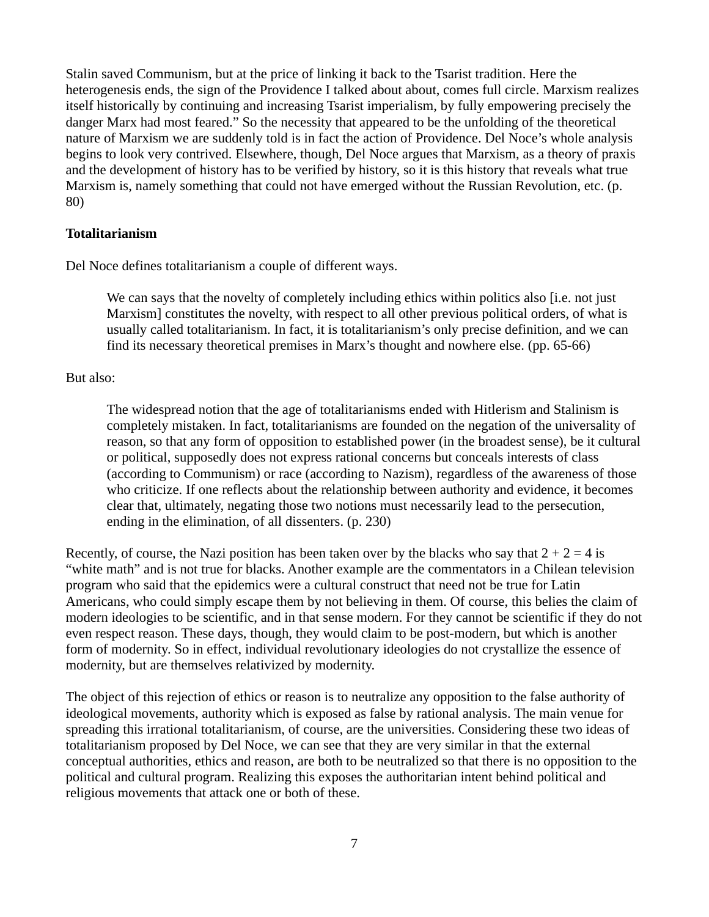Stalin saved Communism, but at the price of linking it back to the Tsarist tradition. Here the heterogenesis ends, the sign of the Providence I talked about about, comes full circle. Marxism realizes itself historically by continuing and increasing Tsarist imperialism, by fully empowering precisely the danger Marx had most feared." So the necessity that appeared to be the unfolding of the theoretical nature of Marxism we are suddenly told is in fact the action of Providence. Del Noce's whole analysis begins to look very contrived. Elsewhere, though, Del Noce argues that Marxism, as a theory of praxis and the development of history has to be verified by history, so it is this history that reveals what true Marxism is, namely something that could not have emerged without the Russian Revolution, etc. (p. 80)

**Totalitarianism**

Del Noce defines totalitarianism a couple of different ways.

> We can says that the novelty of completely including ethics within politics also [i.e. not just Marxism] constitutes the novelty, with respect to all other previous political orders, of what is usually called totalitarianism. In fact, it is totalitarianism's only precise definition, and we can find its necessary theoretical premises in Marx's thought and nowhere else. (pp. 65-66)

But also:

> The widespread notion that the age of totalitarianisms ended with Hitlerism and Stalinism is completely mistaken. In fact, totalitarianisms are founded on the negation of the universality of reason, so that any form of opposition to established power (in the broadest sense), be it cultural or political, supposedly does not express rational concerns but conceals interests of class (according to Communism) or race (according to Nazism), regardless of the awareness of those who criticize. If one reflects about the relationship between authority and evidence, it becomes clear that, ultimately, negating those two notions must necessarily lead to the persecution, ending in the elimination, of all dissenters. (p. 230)

Recently, of course, the Nazi position has been taken over by the blacks who say that $2 + 2 = 4$ is "white math" and is not true for blacks. Another example are the commentators in a Chilean television program who said that the epidemics were a cultural construct that need not be true for Latin Americans, who could simply escape them by not believing in them. Of course, this belies the claim of modern ideologies to be scientific, and in that sense modern. For they cannot be scientific if they do not even respect reason. These days, though, they would claim to be post-modern, but which is another form of modernity. So in effect, individual revolutionary ideologies do not crystallize the essence of modernity, but are themselves relativized by modernity.

The object of this rejection of ethics or reason is to neutralize any opposition to the false authority of ideological movements, authority which is exposed as false by rational analysis. The main venue for spreading this irrational totalitarianism, of course, are the universities. Considering these two ideas of totalitarianism proposed by Del Noce, we can see that they are very similar in that the external conceptual authorities, ethics and reason, are both to be neutralized so that there is no opposition to the political and cultural program. Realizing this exposes the authoritarian intent behind political and religious movements that attack one or both of these.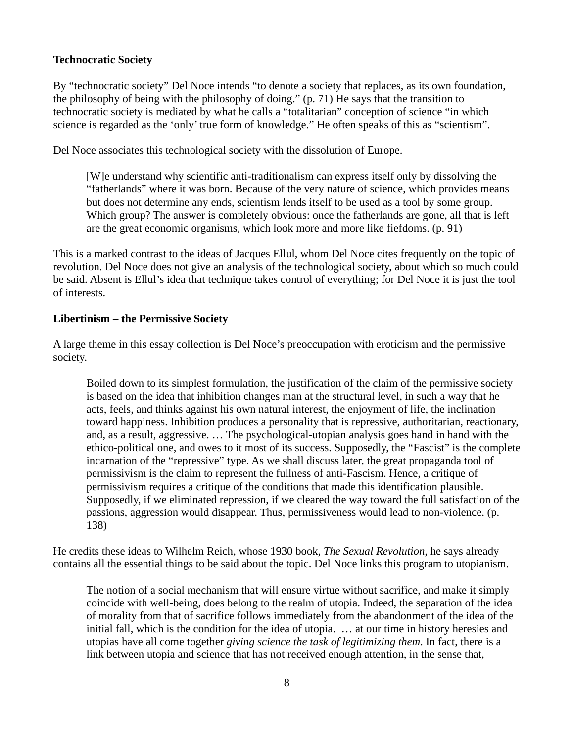**Technocratic Society**

By "technocratic society" Del Noce intends "to denote a society that replaces, as its own foundation, the philosophy of being with the philosophy of doing." (p. 71) He says that the transition to technocratic society is mediated by what he calls a "totalitarian" conception of science "in which science is regarded as the 'only' true form of knowledge." He often speaks of this as "scientism".

Del Noce associates this technological society with the dissolution of Europe.

> [W]e understand why scientific anti-traditionalism can express itself only by dissolving the "fatherlands" where it was born. Because of the very nature of science, which provides means but does not determine any ends, scientism lends itself to be used as a tool by some group. Which group? The answer is completely obvious: once the fatherlands are gone, all that is left are the great economic organisms, which look more and more like fiefdoms. (p. 91)

This is a marked contrast to the ideas of Jacques Ellul, whom Del Noce cites frequently on the topic of revolution. Del Noce does not give an analysis of the technological society, about which so much could be said. Absent is Ellul's idea that technique takes control of everything; for Del Noce it is just the tool of interests.

**Libertinism – the Permissive Society**

A large theme in this essay collection is Del Noce's preoccupation with eroticism and the permissive society.

> Boiled down to its simplest formulation, the justification of the claim of the permissive society is based on the idea that inhibition changes man at the structural level, in such a way that he acts, feels, and thinks against his own natural interest, the enjoyment of life, the inclination toward happiness. Inhibition produces a personality that is repressive, authoritarian, reactionary, and, as a result, aggressive. … The psychological-utopian analysis goes hand in hand with the ethico-political one, and owes to it most of its success. Supposedly, the "Fascist" is the complete incarnation of the "repressive" type. As we shall discuss later, the great propaganda tool of permissivism is the claim to represent the fullness of anti-Fascism. Hence, a critique of permissivism requires a critique of the conditions that made this identification plausible. Supposedly, if we eliminated repression, if we cleared the way toward the full satisfaction of the passions, aggression would disappear. Thus, permissiveness would lead to non-violence. (p. 138)

He credits these ideas to Wilhelm Reich, whose 1930 book, *The Sexual Revolution*, he says already contains all the essential things to be said about the topic. Del Noce links this program to utopianism.

> The notion of a social mechanism that will ensure virtue without sacrifice, and make it simply coincide with well-being, does belong to the realm of utopia. Indeed, the separation of the idea of morality from that of sacrifice follows immediately from the abandonment of the idea of the initial fall, which is the condition for the idea of utopia. … at our time in history heresies and utopias have all come together *giving science the task of legitimizing them*. In fact, there is a link between utopia and science that has not received enough attention, in the sense that,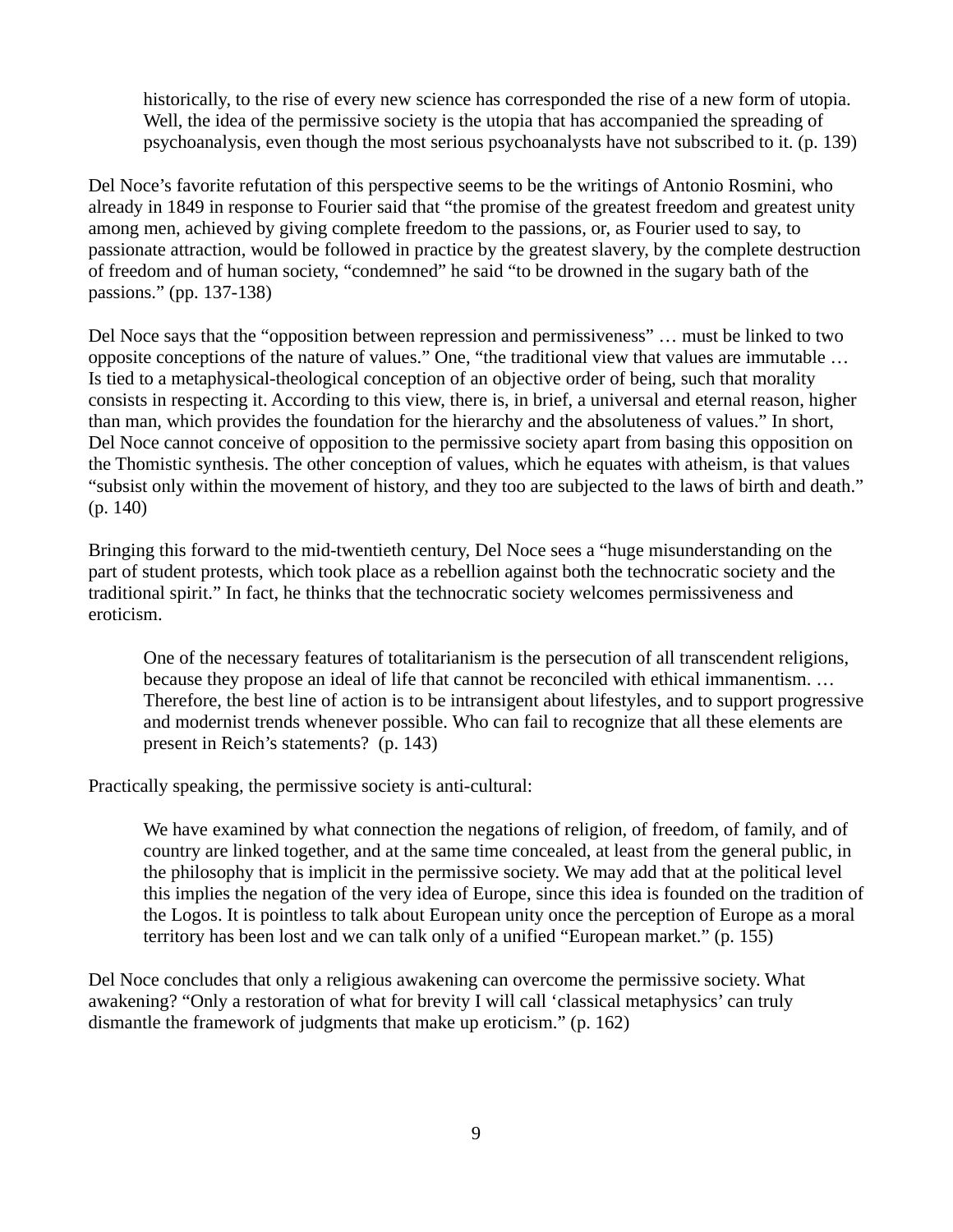> historically, to the rise of every new science has corresponded the rise of a new form of utopia. Well, the idea of the permissive society is the utopia that has accompanied the spreading of psychoanalysis, even though the most serious psychoanalysts have not subscribed to it. (p. 139)

Del Noce's favorite refutation of this perspective seems to be the writings of Antonio Rosmini, who already in 1849 in response to Fourier said that "the promise of the greatest freedom and greatest unity among men, achieved by giving complete freedom to the passions, or, as Fourier used to say, to passionate attraction, would be followed in practice by the greatest slavery, by the complete destruction of freedom and of human society, "condemned" he said "to be drowned in the sugary bath of the passions." (pp. 137-138)

Del Noce says that the "opposition between repression and permissiveness" … must be linked to two opposite conceptions of the nature of values." One, "the traditional view that values are immutable … Is tied to a metaphysical-theological conception of an objective order of being, such that morality consists in respecting it. According to this view, there is, in brief, a universal and eternal reason, higher than man, which provides the foundation for the hierarchy and the absoluteness of values." In short, Del Noce cannot conceive of opposition to the permissive society apart from basing this opposition on the Thomistic synthesis. The other conception of values, which he equates with atheism, is that values "subsist only within the movement of history, and they too are subjected to the laws of birth and death." (p. 140)

Bringing this forward to the mid-twentieth century, Del Noce sees a "huge misunderstanding on the part of student protests, which took place as a rebellion against both the technocratic society and the traditional spirit." In fact, he thinks that the technocratic society welcomes permissiveness and eroticism.

> One of the necessary features of totalitarianism is the persecution of all transcendent religions, because they propose an ideal of life that cannot be reconciled with ethical immanentism. … Therefore, the best line of action is to be intransigent about lifestyles, and to support progressive and modernist trends whenever possible. Who can fail to recognize that all these elements are present in Reich's statements? (p. 143)

Practically speaking, the permissive society is anti-cultural:

> We have examined by what connection the negations of religion, of freedom, of family, and of country are linked together, and at the same time concealed, at least from the general public, in the philosophy that is implicit in the permissive society. We may add that at the political level this implies the negation of the very idea of Europe, since this idea is founded on the tradition of the Logos. It is pointless to talk about European unity once the perception of Europe as a moral territory has been lost and we can talk only of a unified "European market." (p. 155)

Del Noce concludes that only a religious awakening can overcome the permissive society. What awakening? "Only a restoration of what for brevity I will call 'classical metaphysics' can truly dismantle the framework of judgments that make up eroticism." (p. 162)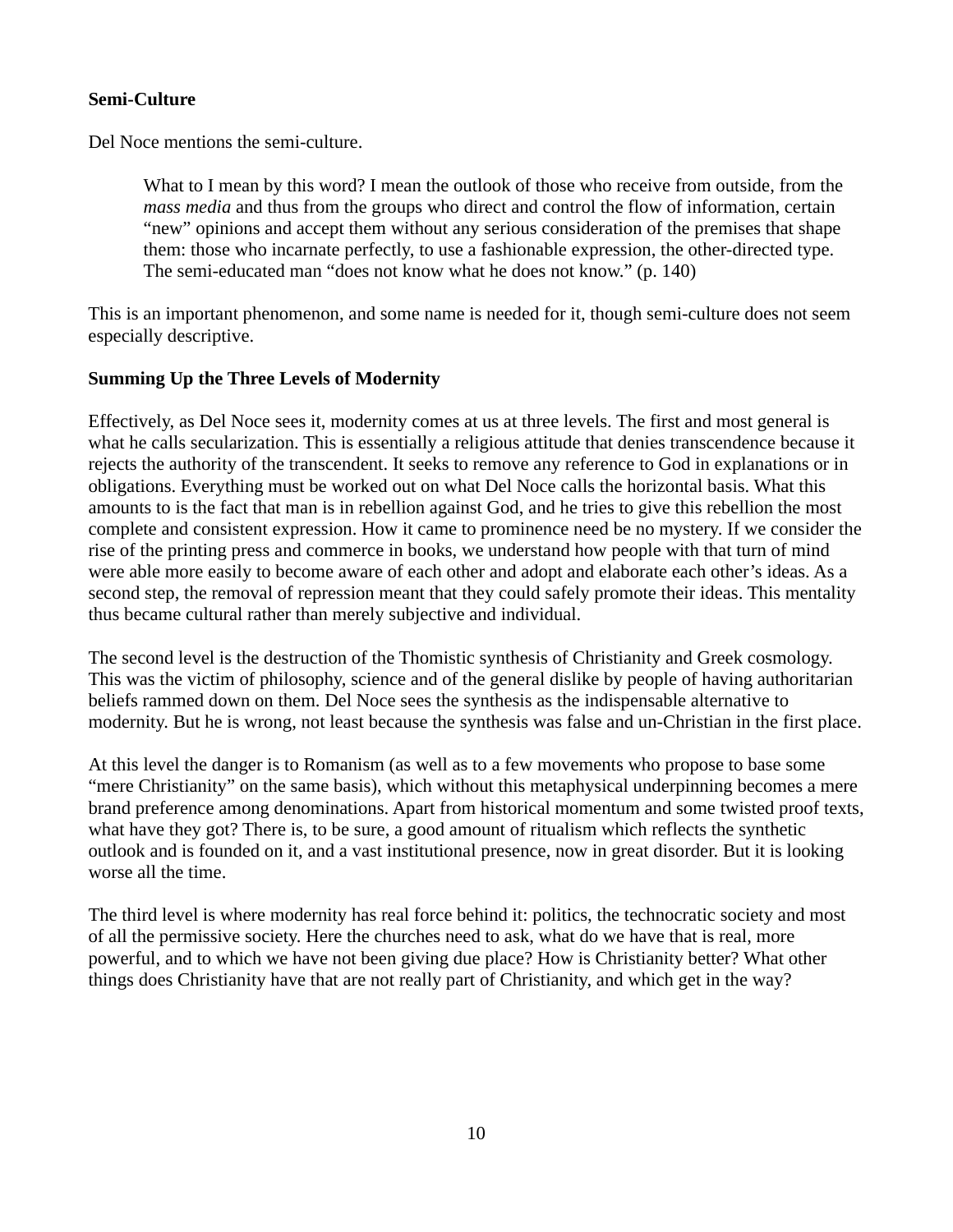**Semi-Culture**

Del Noce mentions the semi-culture.

> What to I mean by this word? I mean the outlook of those who receive from outside, from the *mass media* and thus from the groups who direct and control the flow of information, certain "new" opinions and accept them without any serious consideration of the premises that shape them: those who incarnate perfectly, to use a fashionable expression, the other-directed type. The semi-educated man "does not know what he does not know." (p. 140)

This is an important phenomenon, and some name is needed for it, though semi-culture does not seem especially descriptive.

**Summing Up the Three Levels of Modernity**

Effectively, as Del Noce sees it, modernity comes at us at three levels. The first and most general is what he calls secularization. This is essentially a religious attitude that denies transcendence because it rejects the authority of the transcendent. It seeks to remove any reference to God in explanations or in obligations. Everything must be worked out on what Del Noce calls the horizontal basis. What this amounts to is the fact that man is in rebellion against God, and he tries to give this rebellion the most complete and consistent expression. How it came to prominence need be no mystery. If we consider the rise of the printing press and commerce in books, we understand how people with that turn of mind were able more easily to become aware of each other and adopt and elaborate each other's ideas. As a second step, the removal of repression meant that they could safely promote their ideas. This mentality thus became cultural rather than merely subjective and individual.

The second level is the destruction of the Thomistic synthesis of Christianity and Greek cosmology. This was the victim of philosophy, science and of the general dislike by people of having authoritarian beliefs rammed down on them. Del Noce sees the synthesis as the indispensable alternative to modernity. But he is wrong, not least because the synthesis was false and un-Christian in the first place.

At this level the danger is to Romanism (as well as to a few movements who propose to base some "mere Christianity" on the same basis), which without this metaphysical underpinning becomes a mere brand preference among denominations. Apart from historical momentum and some twisted proof texts, what have they got? There is, to be sure, a good amount of ritualism which reflects the synthetic outlook and is founded on it, and a vast institutional presence, now in great disorder. But it is looking worse all the time.

The third level is where modernity has real force behind it: politics, the technocratic society and most of all the permissive society. Here the churches need to ask, what do we have that is real, more powerful, and to which we have not been giving due place? How is Christianity better? What other things does Christianity have that are not really part of Christianity, and which get in the way?